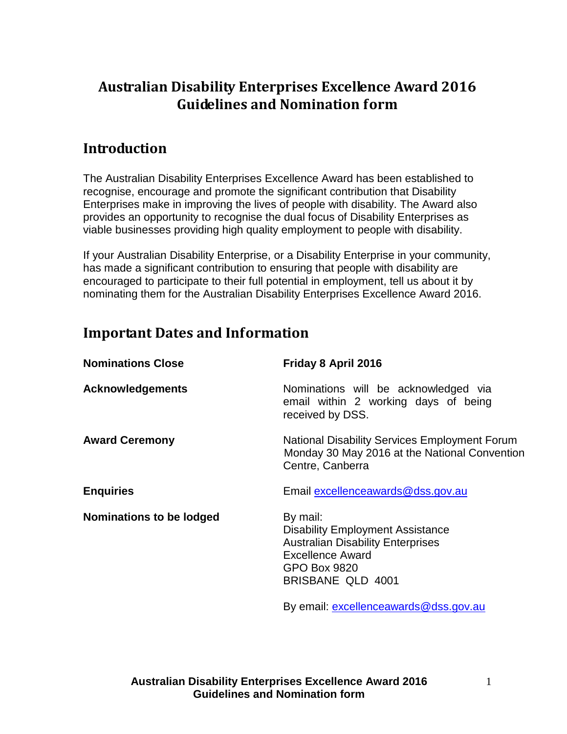# Australian Disability Enterprises Excellence Award 2016 Guidelines and Nomination form

## Introduction

The Australian Disability Enterprises Excellence Award has been established to recognise, encourage and promote the significant contribution that Disability Enterprises make in improving the lives of people with disability. The Award also provides an opportunity to recognise the dual focus of Disability Enterprises as viable businesses providing high quality employment to people with disability.

If your Australian Disability Enterprise, or a Disability Enterprise in your community, has made a significant contribution to ensuring that people with disability are encouraged to participate to their full potential in employment, tell us about it by nominating them for the Australian Disability Enterprises Excellence Award 2016.

## Important Dates and Information

**Nominations Close**

**Friday 8 April 2016**

**Acknowledgements**

Nominations will be acknowledged via email within 2 working days of being received by DSS.

**Award Ceremony**

National Disability Services Employment Forum Monday 30 May 2016 at the National Convention Centre, Canberra

**Enquiries**

Email excellenceawards@dss.gov.au

**Nominations to be lodged**

By mail:
Disability Employment Assistance
Australian Disability Enterprises
Excellence Award
GPO Box 9820
BRISBANE QLD 4001

By email: excellenceawards@dss.gov.au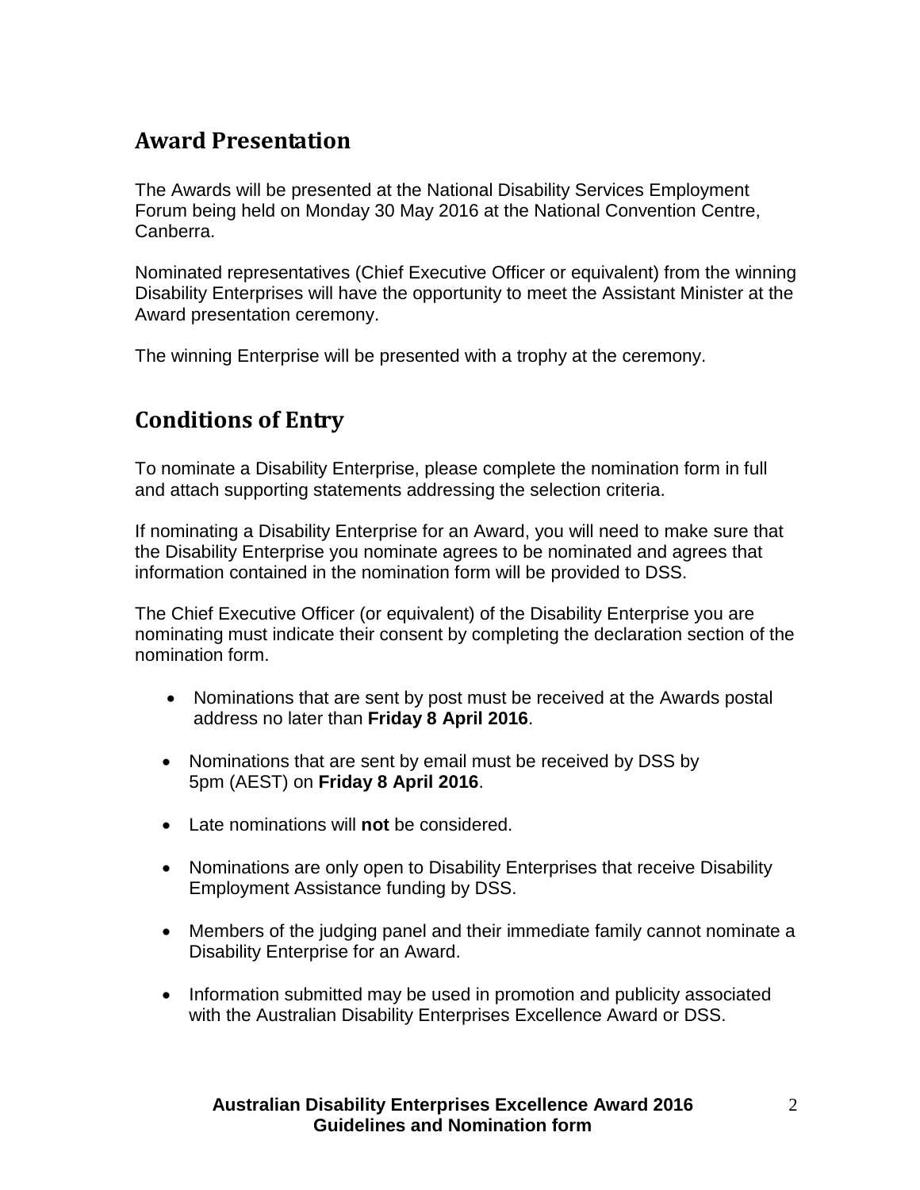## Award Presentation

The Awards will be presented at the National Disability Services Employment Forum being held on Monday 30 May 2016 at the National Convention Centre, Canberra.

Nominated representatives (Chief Executive Officer or equivalent) from the winning Disability Enterprises will have the opportunity to meet the Assistant Minister at the Award presentation ceremony.

The winning Enterprise will be presented with a trophy at the ceremony.

## Conditions of Entry

To nominate a Disability Enterprise, please complete the nomination form in full and attach supporting statements addressing the selection criteria.

If nominating a Disability Enterprise for an Award, you will need to make sure that the Disability Enterprise you nominate agrees to be nominated and agrees that information contained in the nomination form will be provided to DSS.

The Chief Executive Officer (or equivalent) of the Disability Enterprise you are nominating must indicate their consent by completing the declaration section of the nomination form.

- Nominations that are sent by post must be received at the Awards postal address no later than **Friday 8 April 2016**.
- Nominations that are sent by email must be received by DSS by 5pm (AEST) on **Friday 8 April 2016**.
- Late nominations will **not** be considered.
- Nominations are only open to Disability Enterprises that receive Disability Employment Assistance funding by DSS.
- Members of the judging panel and their immediate family cannot nominate a Disability Enterprise for an Award.
- Information submitted may be used in promotion and publicity associated with the Australian Disability Enterprises Excellence Award or DSS.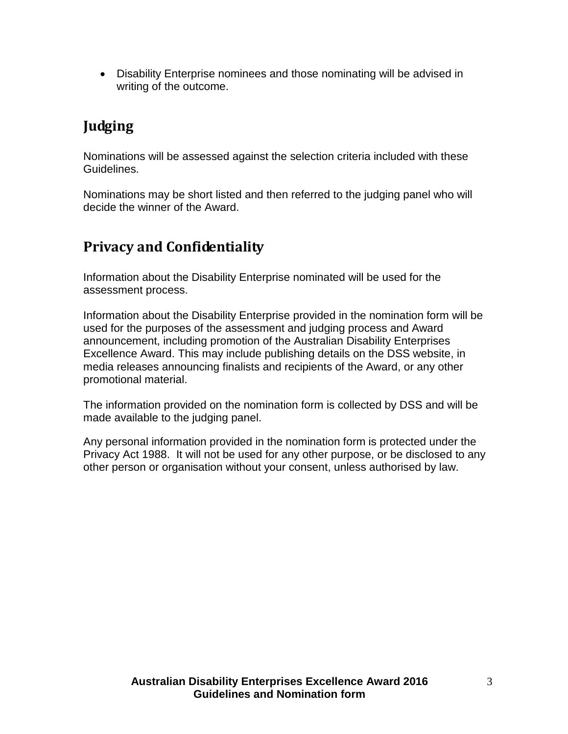- Disability Enterprise nominees and those nominating will be advised in writing of the outcome.

## Judging

Nominations will be assessed against the selection criteria included with these Guidelines.

Nominations may be short listed and then referred to the judging panel who will decide the winner of the Award.

## Privacy and Confidentiality

Information about the Disability Enterprise nominated will be used for the assessment process.

Information about the Disability Enterprise provided in the nomination form will be used for the purposes of the assessment and judging process and Award announcement, including promotion of the Australian Disability Enterprises Excellence Award. This may include publishing details on the DSS website, in media releases announcing finalists and recipients of the Award, or any other promotional material.

The information provided on the nomination form is collected by DSS and will be made available to the judging panel.

Any personal information provided in the nomination form is protected under the Privacy Act 1988. It will not be used for any other purpose, or be disclosed to any other person or organisation without your consent, unless authorised by law.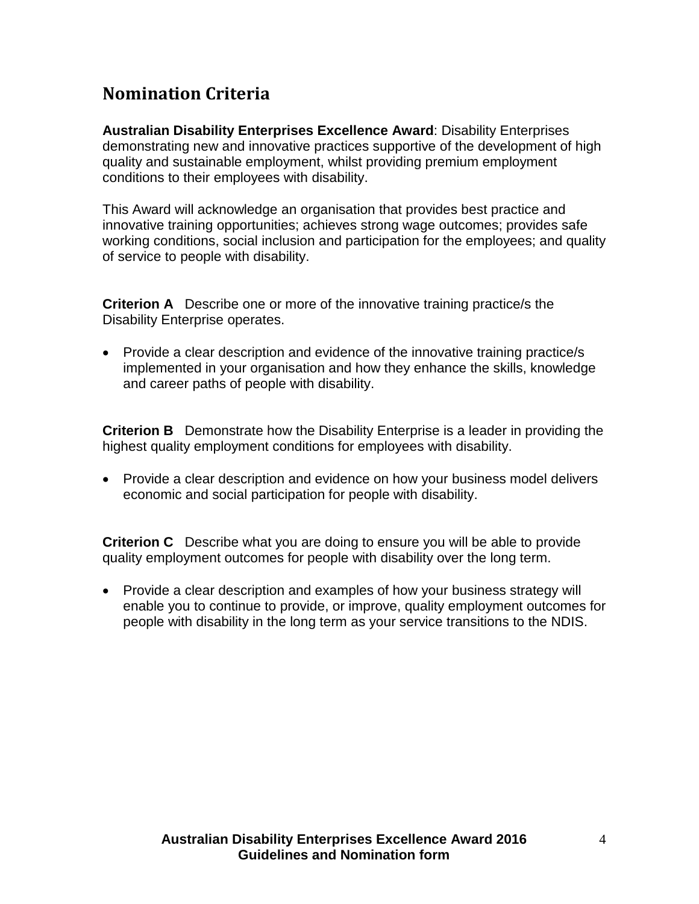## Nomination Criteria

**Australian Disability Enterprises Excellence Award**: Disability Enterprises demonstrating new and innovative practices supportive of the development of high quality and sustainable employment, whilst providing premium employment conditions to their employees with disability.

This Award will acknowledge an organisation that provides best practice and innovative training opportunities; achieves strong wage outcomes; provides safe working conditions, social inclusion and participation for the employees; and quality of service to people with disability.

**Criterion A** Describe one or more of the innovative training practice/s the Disability Enterprise operates.

- Provide a clear description and evidence of the innovative training practice/s implemented in your organisation and how they enhance the skills, knowledge and career paths of people with disability.

**Criterion B** Demonstrate how the Disability Enterprise is a leader in providing the highest quality employment conditions for employees with disability.

- Provide a clear description and evidence on how your business model delivers economic and social participation for people with disability.

**Criterion C** Describe what you are doing to ensure you will be able to provide quality employment outcomes for people with disability over the long term.

- Provide a clear description and examples of how your business strategy will enable you to continue to provide, or improve, quality employment outcomes for people with disability in the long term as your service transitions to the NDIS.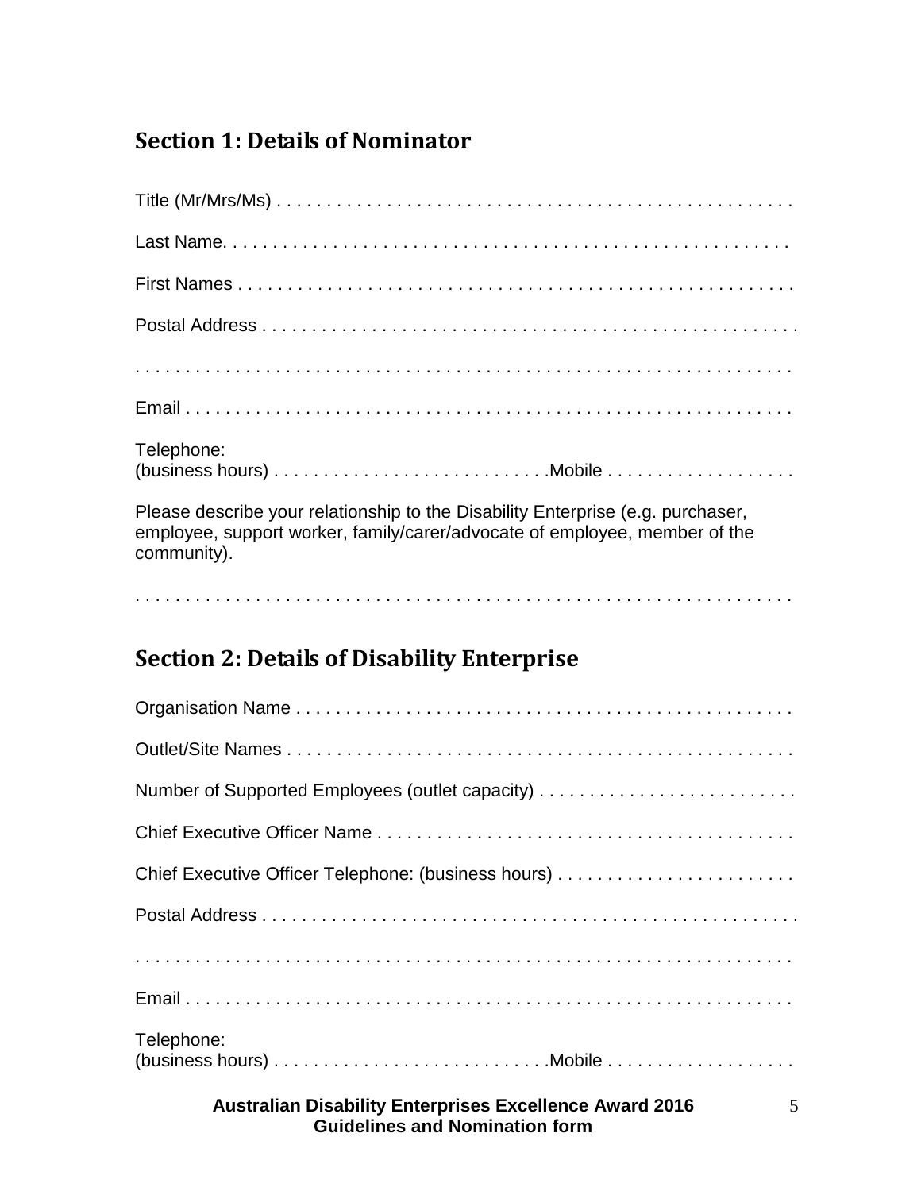## Section 1: Details of Nominator

Title (Mr/Mrs/Ms) . . . . . . . . . . . . . . . . . . . . . . . . . . . . . . . . . . . . . . . . . . . . . . . . . . . .

Last Name. . . . . . . . . . . . . . . . . . . . . . . . . . . . . . . . . . . . . . . . . . . . . . . . . . . . . . .

First Names . . . . . . . . . . . . . . . . . . . . . . . . . . . . . . . . . . . . . . . . . . . . . . . . . . . . . .

Postal Address . . . . . . . . . . . . . . . . . . . . . . . . . . . . . . . . . . . . . . . . . . . . . . . . . . . . .

. . . . . . . . . . . . . . . . . . . . . . . . . . . . . . . . . . . . . . . . . . . . . . . . . . . . . . . . . . . . .

Email . . . . . . . . . . . . . . . . . . . . . . . . . . . . . . . . . . . . . . . . . . . . . . . . . . . . . . . . . . .

Telephone:
(business hours) . . . . . . . . . . . . . . . . . . . . . . . . . . .Mobile . . . . . . . . . . . . . . . . . . .

Please describe your relationship to the Disability Enterprise (e.g. purchaser, employee, support worker, family/carer/advocate of employee, member of the community).

. . . . . . . . . . . . . . . . . . . . . . . . . . . . . . . . . . . . . . . . . . . . . . . . . . . . . . . . . . . . .

## Section 2: Details of Disability Enterprise

Organisation Name . . . . . . . . . . . . . . . . . . . . . . . . . . . . . . . . . . . . . . . . . . . . . . . . . .

Outlet/Site Names . . . . . . . . . . . . . . . . . . . . . . . . . . . . . . . . . . . . . . . . . . . . . . . . . . .

Number of Supported Employees (outlet capacity) . . . . . . . . . . . . . . . . . . . . . . . . . .

Chief Executive Officer Name . . . . . . . . . . . . . . . . . . . . . . . . . . . . . . . . . . . . . . . . . .

Chief Executive Officer Telephone: (business hours) . . . . . . . . . . . . . . . . . . . . . . . .

Postal Address . . . . . . . . . . . . . . . . . . . . . . . . . . . . . . . . . . . . . . . . . . . . . . . . . . . . .

. . . . . . . . . . . . . . . . . . . . . . . . . . . . . . . . . . . . . . . . . . . . . . . . . . . . . . . . . . . . .

Email . . . . . . . . . . . . . . . . . . . . . . . . . . . . . . . . . . . . . . . . . . . . . . . . . . . . . . . . . . .

Telephone:
(business hours) . . . . . . . . . . . . . . . . . . . . . . . . . . .Mobile . . . . . . . . . . . . . . . . . . .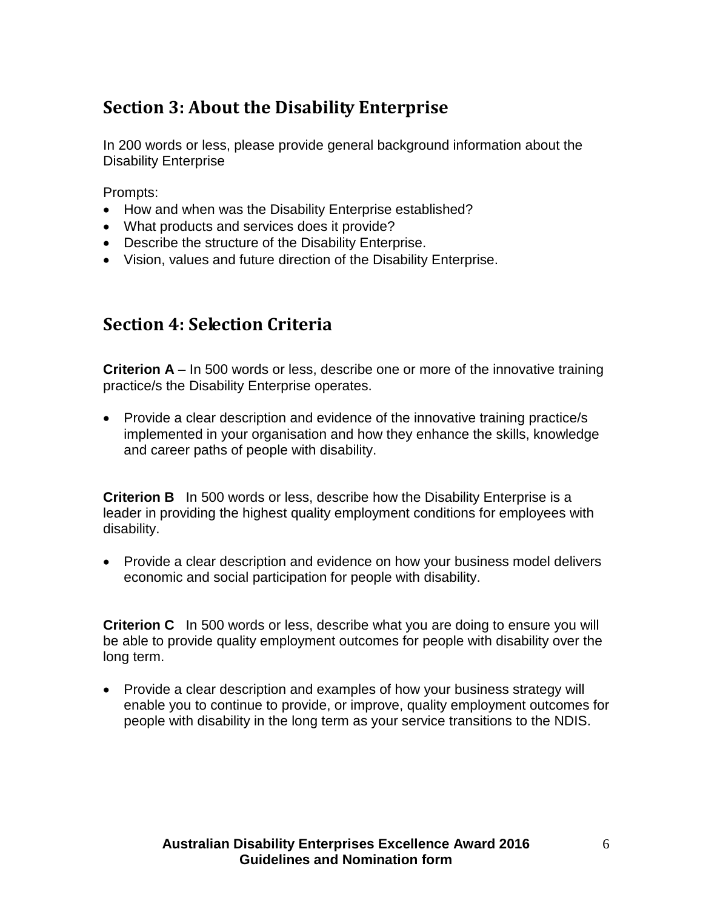## Section 3: About the Disability Enterprise

In 200 words or less, please provide general background information about the Disability Enterprise

Prompts:

- How and when was the Disability Enterprise established?
- What products and services does it provide?
- Describe the structure of the Disability Enterprise.
- Vision, values and future direction of the Disability Enterprise.

## Section 4: Selection Criteria

**Criterion A** – In 500 words or less, describe one or more of the innovative training practice/s the Disability Enterprise operates.

- Provide a clear description and evidence of the innovative training practice/s implemented in your organisation and how they enhance the skills, knowledge and career paths of people with disability.

**Criterion B** In 500 words or less, describe how the Disability Enterprise is a leader in providing the highest quality employment conditions for employees with disability.

- Provide a clear description and evidence on how your business model delivers economic and social participation for people with disability.

**Criterion C** In 500 words or less, describe what you are doing to ensure you will be able to provide quality employment outcomes for people with disability over the long term.

- Provide a clear description and examples of how your business strategy will enable you to continue to provide, or improve, quality employment outcomes for people with disability in the long term as your service transitions to the NDIS.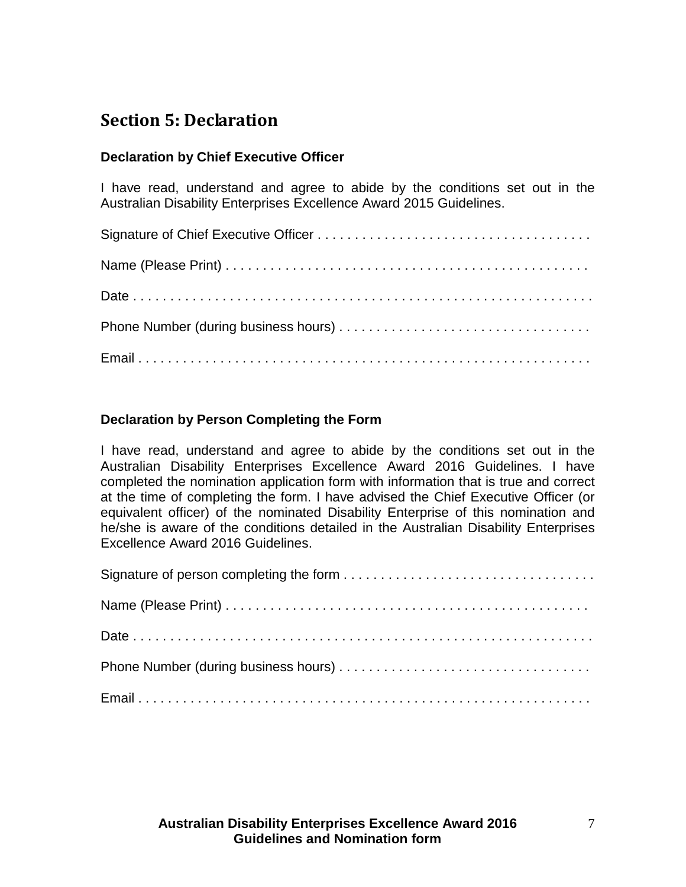## Section 5: Declaration

**Declaration by Chief Executive Officer**

I have read, understand and agree to abide by the conditions set out in the Australian Disability Enterprises Excellence Award 2015 Guidelines.

Signature of Chief Executive Officer . . . . . . . . . . . . . . . . . . . . . . . . . . . . . . . . . . . .

Name (Please Print) . . . . . . . . . . . . . . . . . . . . . . . . . . . . . . . . . . . . . . . . . . . . . .

Date . . . . . . . . . . . . . . . . . . . . . . . . . . . . . . . . . . . . . . . . . . . . . . . . . . . . . . . . . .

Phone Number (during business hours) . . . . . . . . . . . . . . . . . . . . . . . . . . . . . . . . .

Email . . . . . . . . . . . . . . . . . . . . . . . . . . . . . . . . . . . . . . . . . . . . . . . . . . . . . . . . .

**Declaration by Person Completing the Form**

I have read, understand and agree to abide by the conditions set out in the Australian Disability Enterprises Excellence Award 2016 Guidelines. I have completed the nomination application form with information that is true and correct at the time of completing the form. I have advised the Chief Executive Officer (or equivalent officer) of the nominated Disability Enterprise of this nomination and he/she is aware of the conditions detailed in the Australian Disability Enterprises Excellence Award 2016 Guidelines.

Signature of person completing the form . . . . . . . . . . . . . . . . . . . . . . . . . . . . . . . . .

Name (Please Print) . . . . . . . . . . . . . . . . . . . . . . . . . . . . . . . . . . . . . . . . . . . . . .

Date . . . . . . . . . . . . . . . . . . . . . . . . . . . . . . . . . . . . . . . . . . . . . . . . . . . . . . . . . .

Phone Number (during business hours) . . . . . . . . . . . . . . . . . . . . . . . . . . . . . . . . .

Email . . . . . . . . . . . . . . . . . . . . . . . . . . . . . . . . . . . . . . . . . . . . . . . . . . . . . . . . .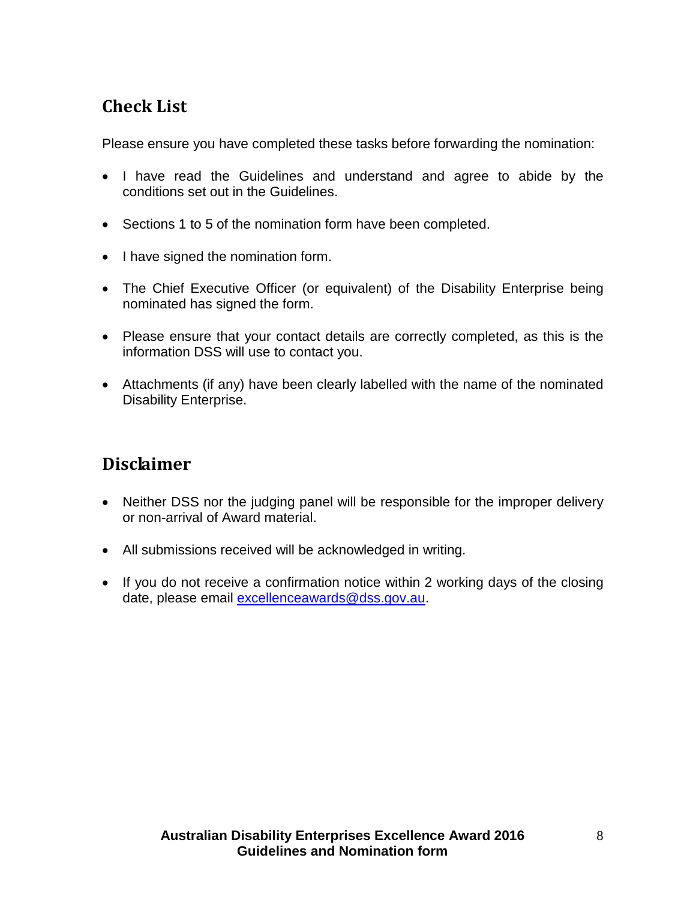## Check List

Please ensure you have completed these tasks before forwarding the nomination:

- I have read the Guidelines and understand and agree to abide by the conditions set out in the Guidelines.
- Sections 1 to 5 of the nomination form have been completed.
- I have signed the nomination form.
- The Chief Executive Officer (or equivalent) of the Disability Enterprise being nominated has signed the form.
- Please ensure that your contact details are correctly completed, as this is the information DSS will use to contact you.
- Attachments (if any) have been clearly labelled with the name of the nominated Disability Enterprise.

## Disclaimer

- Neither DSS nor the judging panel will be responsible for the improper delivery or non-arrival of Award material.
- All submissions received will be acknowledged in writing.
- If you do not receive a confirmation notice within 2 working days of the closing date, please email excellenceawards@dss.gov.au.